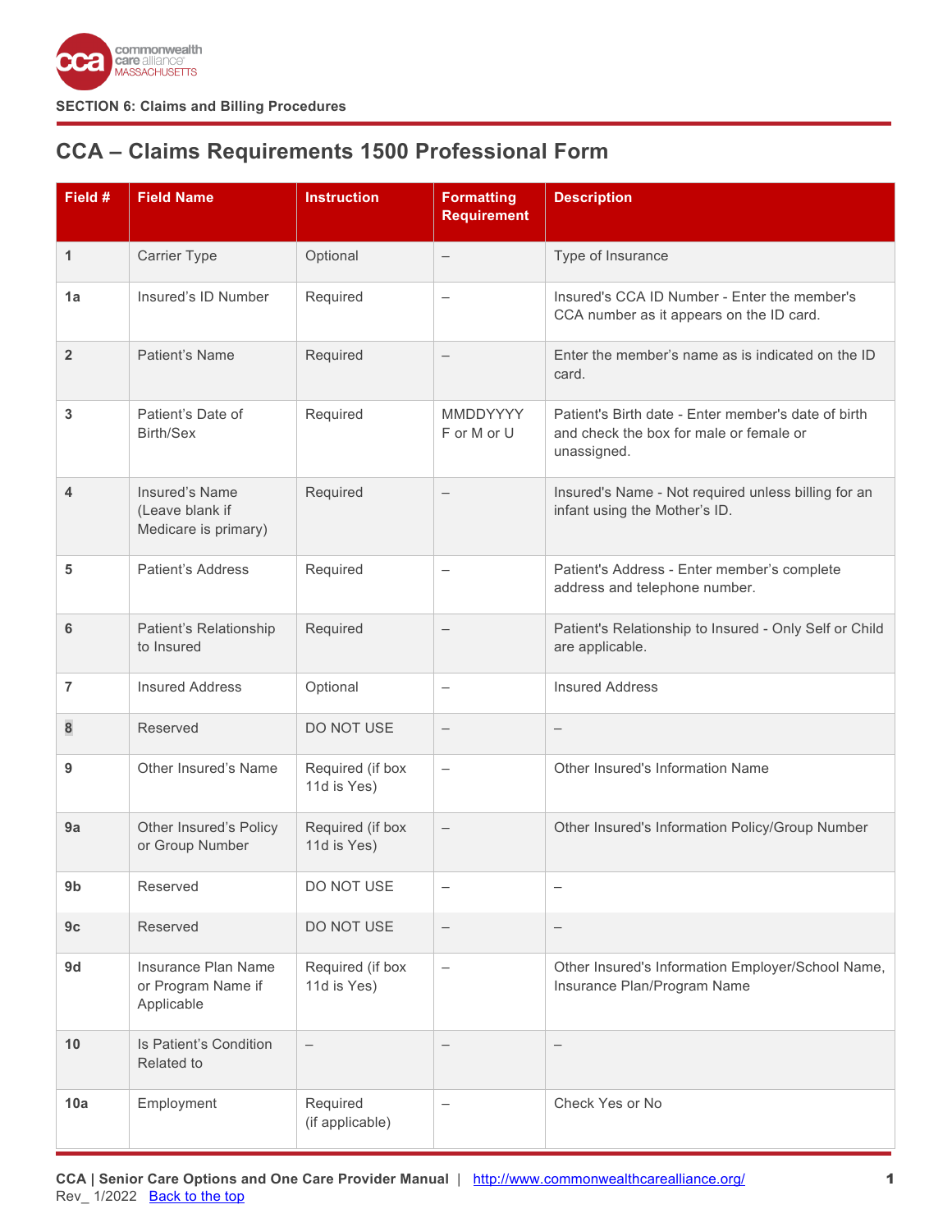SECTION 6: Claims and Billing Procedures

# CCA – Claims Requirements 1500 Professional Form

| Field # | Field Name | Instruction | Formatting Requirement | Description |
|---|---|---|---|---|
| 1 | Carrier Type | Optional | – | Type of Insurance |
| 1a | Insured's ID Number | Required | – | Insured's CCA ID Number - Enter the member's CCA number as it appears on the ID card. |
| 2 | Patient's Name | Required | – | Enter the member's name as is indicated on the ID card. |
| 3 | Patient's Date of Birth/Sex | Required | MMDDYYYY F or M or U | Patient's Birth date - Enter member's date of birth and check the box for male or female or unassigned. |
| 4 | Insured's Name (Leave blank if Medicare is primary) | Required | – | Insured's Name - Not required unless billing for an infant using the Mother's ID. |
| 5 | Patient's Address | Required | – | Patient's Address - Enter member's complete address and telephone number. |
| 6 | Patient's Relationship to Insured | Required | – | Patient's Relationship to Insured - Only Self or Child are applicable. |
| 7 | Insured Address | Optional | – | Insured Address |
| 8 | Reserved | DO NOT USE | – | – |
| 9 | Other Insured's Name | Required (if box 11d is Yes) | – | Other Insured's Information Name |
| 9a | Other Insured's Policy or Group Number | Required (if box 11d is Yes) | – | Other Insured's Information Policy/Group Number |
| 9b | Reserved | DO NOT USE | – | – |
| 9c | Reserved | DO NOT USE | – | – |
| 9d | Insurance Plan Name or Program Name if Applicable | Required (if box 11d is Yes) | – | Other Insured's Information Employer/School Name, Insurance Plan/Program Name |
| 10 | Is Patient's Condition Related to | – | – | – |
| 10a | Employment | Required (if applicable) | – | Check Yes or No |

CCA | Senior Care Options and One Care Provider Manual | http://www.commonwealthcarealliance.org/
Rev_ 1/2022 Back to the top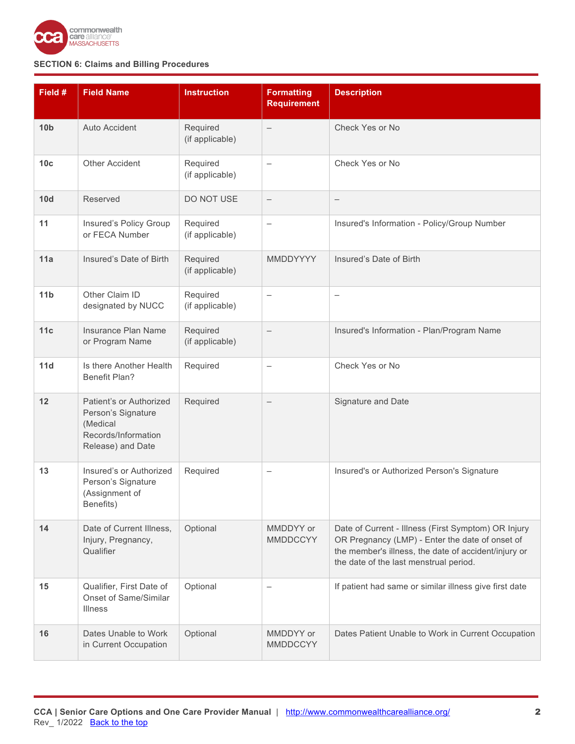**SECTION 6: Claims and Billing Procedures**

| Field # | Field Name | Instruction | Formatting Requirement | Description |
|---|---|---|---|---|
| **10b** | Auto Accident | Required (if applicable) | – | Check Yes or No |
| **10c** | Other Accident | Required (if applicable) | – | Check Yes or No |
| **10d** | Reserved | DO NOT USE | – | – |
| **11** | Insured's Policy Group or FECA Number | Required (if applicable) | – | Insured's Information - Policy/Group Number |
| **11a** | Insured's Date of Birth | Required (if applicable) | MMDDYYYY | Insured's Date of Birth |
| **11b** | Other Claim ID designated by NUCC | Required (if applicable) | – | – |
| **11c** | Insurance Plan Name or Program Name | Required (if applicable) | – | Insured's Information - Plan/Program Name |
| **11d** | Is there Another Health Benefit Plan? | Required | – | Check Yes or No |
| **12** | Patient's or Authorized Person's Signature (Medical Records/Information Release) and Date | Required | – | Signature and Date |
| **13** | Insured's or Authorized Person's Signature (Assignment of Benefits) | Required | – | Insured's or Authorized Person's Signature |
| **14** | Date of Current Illness, Injury, Pregnancy, Qualifier | Optional | MMDDYY or MMDDCCYY | Date of Current - Illness (First Symptom) OR Injury OR Pregnancy (LMP) - Enter the date of onset of the member's illness, the date of accident/injury or the date of the last menstrual period. |
| **15** | Qualifier, First Date of Onset of Same/Similar Illness | Optional | – | If patient had same or similar illness give first date |
| **16** | Dates Unable to Work in Current Occupation | Optional | MMDDYY or MMDDCCYY | Dates Patient Unable to Work in Current Occupation |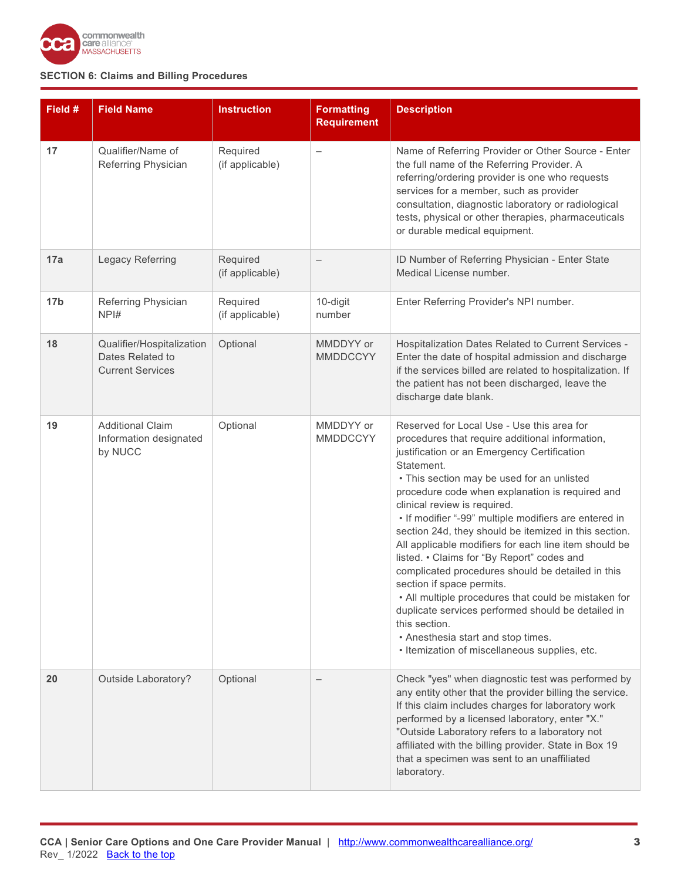**SECTION 6: Claims and Billing Procedures**

| Field # | Field Name | Instruction | Formatting Requirement | Description |
|---|---|---|---|---|
| **17** | Qualifier/Name of Referring Physician | Required (if applicable) | – | Name of Referring Provider or Other Source - Enter the full name of the Referring Provider. A referring/ordering provider is one who requests services for a member, such as provider consultation, diagnostic laboratory or radiological tests, physical or other therapies, pharmaceuticals or durable medical equipment. |
| **17a** | Legacy Referring | Required (if applicable) | – | ID Number of Referring Physician - Enter State Medical License number. |
| **17b** | Referring Physician NPI# | Required (if applicable) | 10-digit number | Enter Referring Provider's NPI number. |
| **18** | Qualifier/Hospitalization Dates Related to Current Services | Optional | MMDDYY or MMDDCCYY | Hospitalization Dates Related to Current Services - Enter the date of hospital admission and discharge if the services billed are related to hospitalization. If the patient has not been discharged, leave the discharge date blank. |
| **19** | Additional Claim Information designated by NUCC | Optional | MMDDYY or MMDDCCYY | Reserved for Local Use - Use this area for procedures that require additional information, justification or an Emergency Certification Statement. • This section may be used for an unlisted procedure code when explanation is required and clinical review is required. • If modifier "-99" multiple modifiers are entered in section 24d, they should be itemized in this section. All applicable modifiers for each line item should be listed. • Claims for "By Report" codes and complicated procedures should be detailed in this section if space permits. • All multiple procedures that could be mistaken for duplicate services performed should be detailed in this section. • Anesthesia start and stop times. • Itemization of miscellaneous supplies, etc. |
| **20** | Outside Laboratory? | Optional | – | Check "yes" when diagnostic test was performed by any entity other that the provider billing the service. If this claim includes charges for laboratory work performed by a licensed laboratory, enter "X." "Outside Laboratory refers to a laboratory not affiliated with the billing provider. State in Box 19 that a specimen was sent to an unaffiliated laboratory. |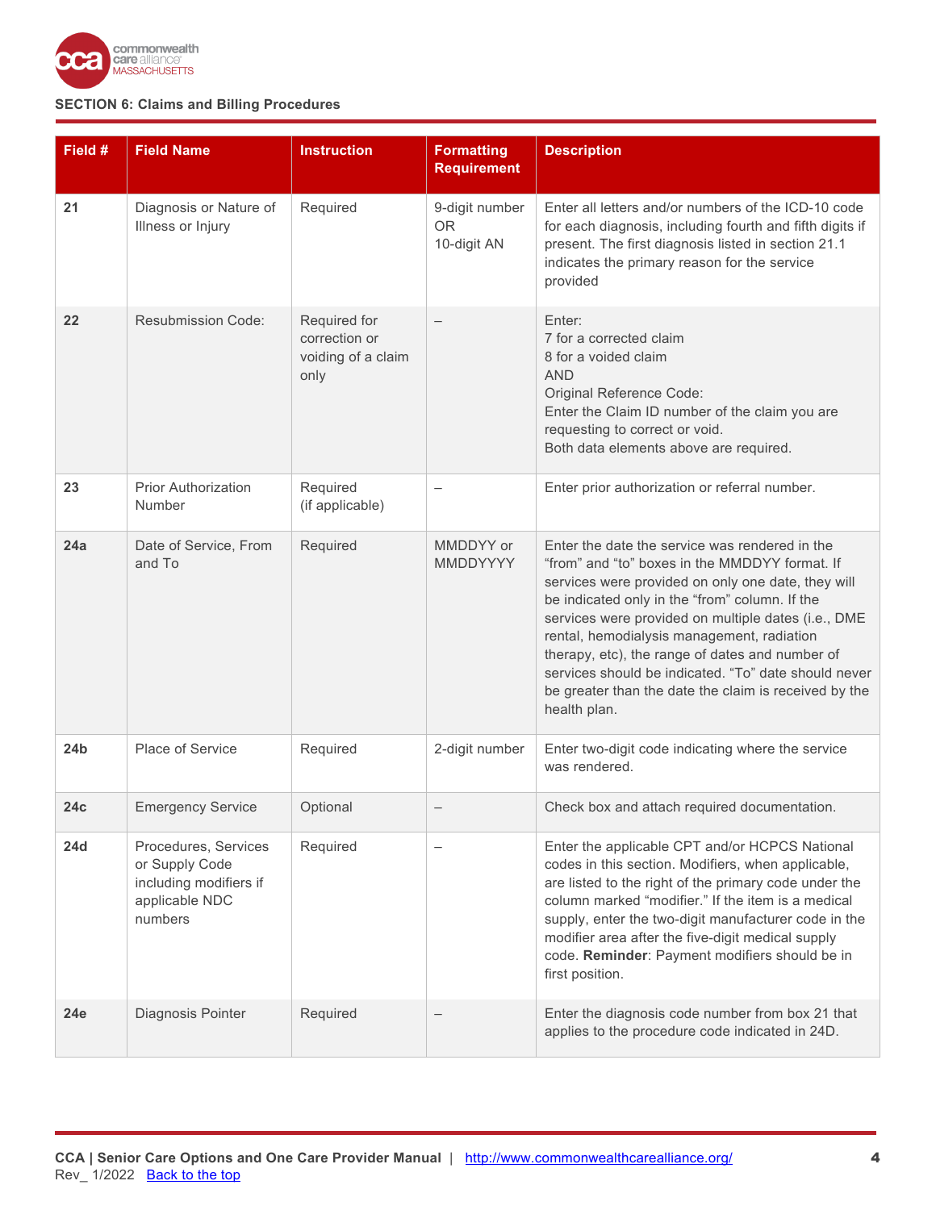**SECTION 6: Claims and Billing Procedures**

| Field # | Field Name | Instruction | Formatting Requirement | Description |
|---|---|---|---|---|
| **21** | Diagnosis or Nature of Illness or Injury | Required | 9-digit number OR 10-digit AN | Enter all letters and/or numbers of the ICD-10 code for each diagnosis, including fourth and fifth digits if present. The first diagnosis listed in section 21.1 indicates the primary reason for the service provided |
| **22** | Resubmission Code: | Required for correction or voiding of a claim only | – | Enter:<br>7 for a corrected claim<br>8 for a voided claim<br>AND<br>Original Reference Code:<br>Enter the Claim ID number of the claim you are requesting to correct or void.<br>Both data elements above are required. |
| **23** | Prior Authorization Number | Required (if applicable) | – | Enter prior authorization or referral number. |
| **24a** | Date of Service, From and To | Required | MMDDYY or MMDDYYYY | Enter the date the service was rendered in the "from" and "to" boxes in the MMDDYY format. If services were provided on only one date, they will be indicated only in the "from" column. If the services were provided on multiple dates (i.e., DME rental, hemodialysis management, radiation therapy, etc), the range of dates and number of services should be indicated. "To" date should never be greater than the date the claim is received by the health plan. |
| **24b** | Place of Service | Required | 2-digit number | Enter two-digit code indicating where the service was rendered. |
| **24c** | Emergency Service | Optional | – | Check box and attach required documentation. |
| **24d** | Procedures, Services or Supply Code including modifiers if applicable NDC numbers | Required | – | Enter the applicable CPT and/or HCPCS National codes in this section. Modifiers, when applicable, are listed to the right of the primary code under the column marked "modifier." If the item is a medical supply, enter the two-digit manufacturer code in the modifier area after the five-digit medical supply code. **Reminder**: Payment modifiers should be in first position. |
| **24e** | Diagnosis Pointer | Required | – | Enter the diagnosis code number from box 21 that applies to the procedure code indicated in 24D. |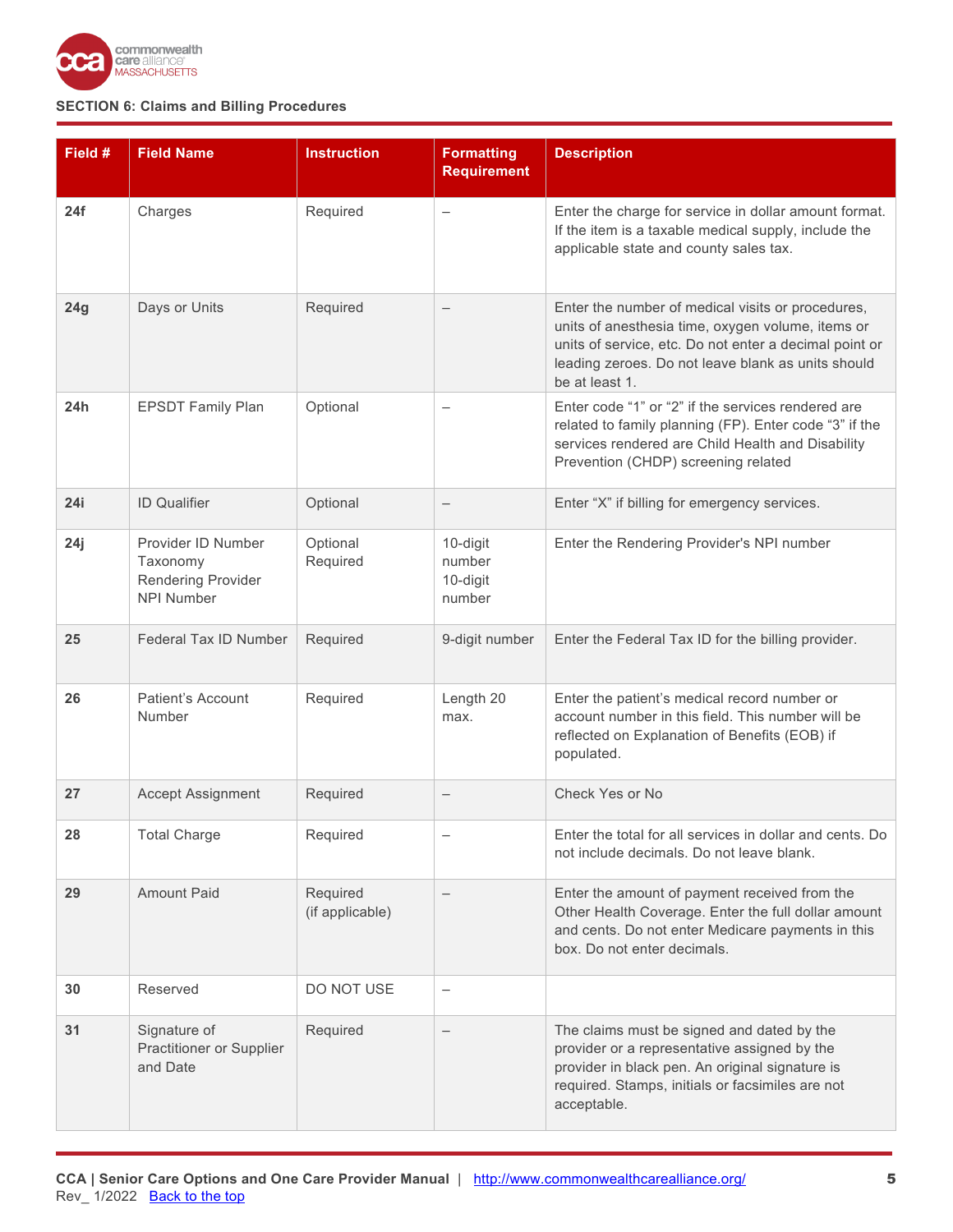**SECTION 6: Claims and Billing Procedures**

| Field # | Field Name | Instruction | Formatting Requirement | Description |
|---|---|---|---|---|
| **24f** | Charges | Required | – | Enter the charge for service in dollar amount format. If the item is a taxable medical supply, include the applicable state and county sales tax. |
| **24g** | Days or Units | Required | – | Enter the number of medical visits or procedures, units of anesthesia time, oxygen volume, items or units of service, etc. Do not enter a decimal point or leading zeroes. Do not leave blank as units should be at least 1. |
| **24h** | EPSDT Family Plan | Optional | – | Enter code “1” or “2” if the services rendered are related to family planning (FP). Enter code “3” if the services rendered are Child Health and Disability Prevention (CHDP) screening related |
| **24i** | ID Qualifier | Optional | – | Enter “X” if billing for emergency services. |
| **24j** | Provider ID Number Taxonomy Rendering Provider NPI Number | Optional Required | 10-digit number 10-digit number | Enter the Rendering Provider's NPI number |
| **25** | Federal Tax ID Number | Required | 9-digit number | Enter the Federal Tax ID for the billing provider. |
| **26** | Patient’s Account Number | Required | Length 20 max. | Enter the patient’s medical record number or account number in this field. This number will be reflected on Explanation of Benefits (EOB) if populated. |
| **27** | Accept Assignment | Required | – | Check Yes or No |
| **28** | Total Charge | Required | – | Enter the total for all services in dollar and cents. Do not include decimals. Do not leave blank. |
| **29** | Amount Paid | Required (if applicable) | – | Enter the amount of payment received from the Other Health Coverage. Enter the full dollar amount and cents. Do not enter Medicare payments in this box. Do not enter decimals. |
| **30** | Reserved | DO NOT USE | – | |
| **31** | Signature of Practitioner or Supplier and Date | Required | – | The claims must be signed and dated by the provider or a representative assigned by the provider in black pen. An original signature is required. Stamps, initials or facsimiles are not acceptable. |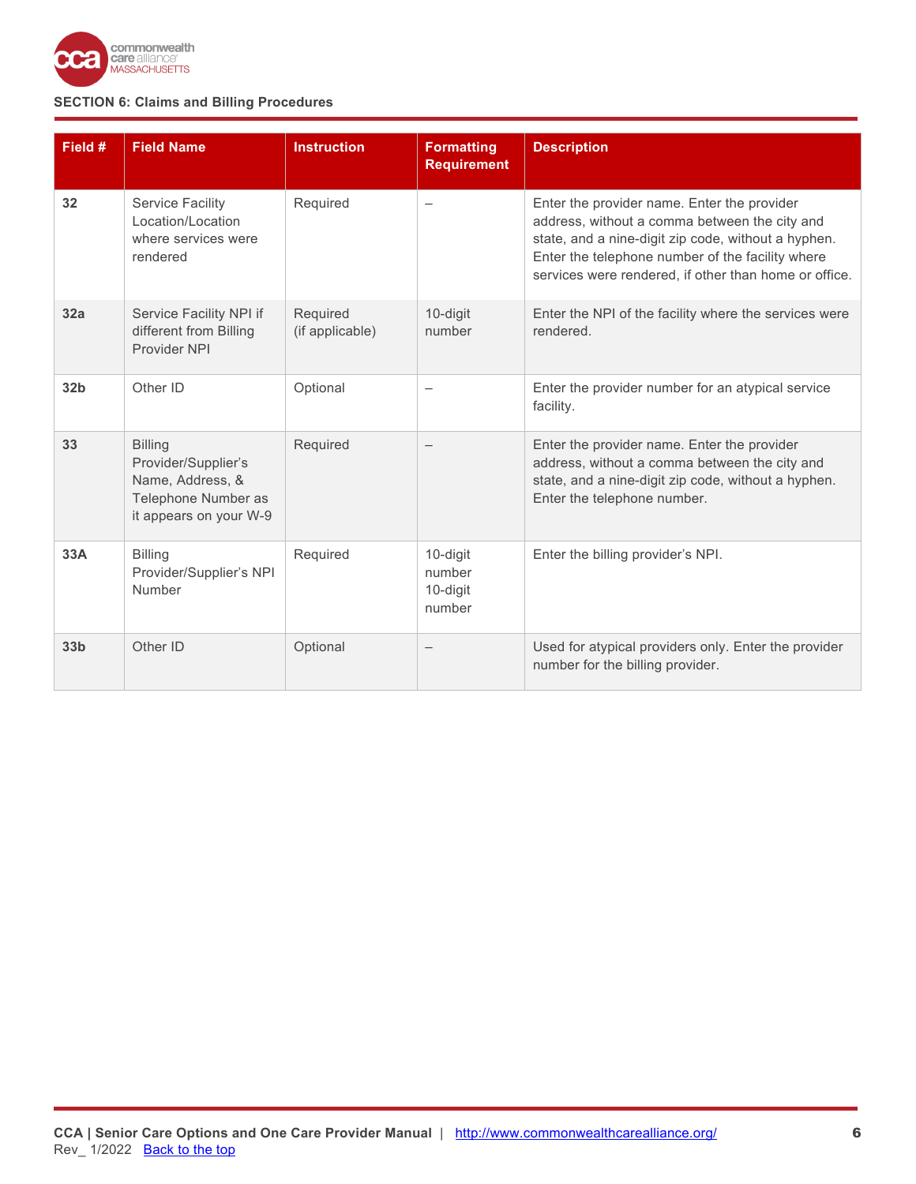**SECTION 6: Claims and Billing Procedures**

| Field # | Field Name | Instruction | Formatting Requirement | Description |
|---|---|---|---|---|
| **32** | Service Facility Location/Location where services were rendered | Required | – | Enter the provider name. Enter the provider address, without a comma between the city and state, and a nine-digit zip code, without a hyphen. Enter the telephone number of the facility where services were rendered, if other than home or office. |
| **32a** | Service Facility NPI if different from Billing Provider NPI | Required (if applicable) | 10-digit number | Enter the NPI of the facility where the services were rendered. |
| **32b** | Other ID | Optional | – | Enter the provider number for an atypical service facility. |
| **33** | Billing Provider/Supplier's Name, Address, & Telephone Number as it appears on your W-9 | Required | – | Enter the provider name. Enter the provider address, without a comma between the city and state, and a nine-digit zip code, without a hyphen. Enter the telephone number. |
| **33A** | Billing Provider/Supplier's NPI Number | Required | 10-digit number 10-digit number | Enter the billing provider's NPI. |
| **33b** | Other ID | Optional | – | Used for atypical providers only. Enter the provider number for the billing provider. |